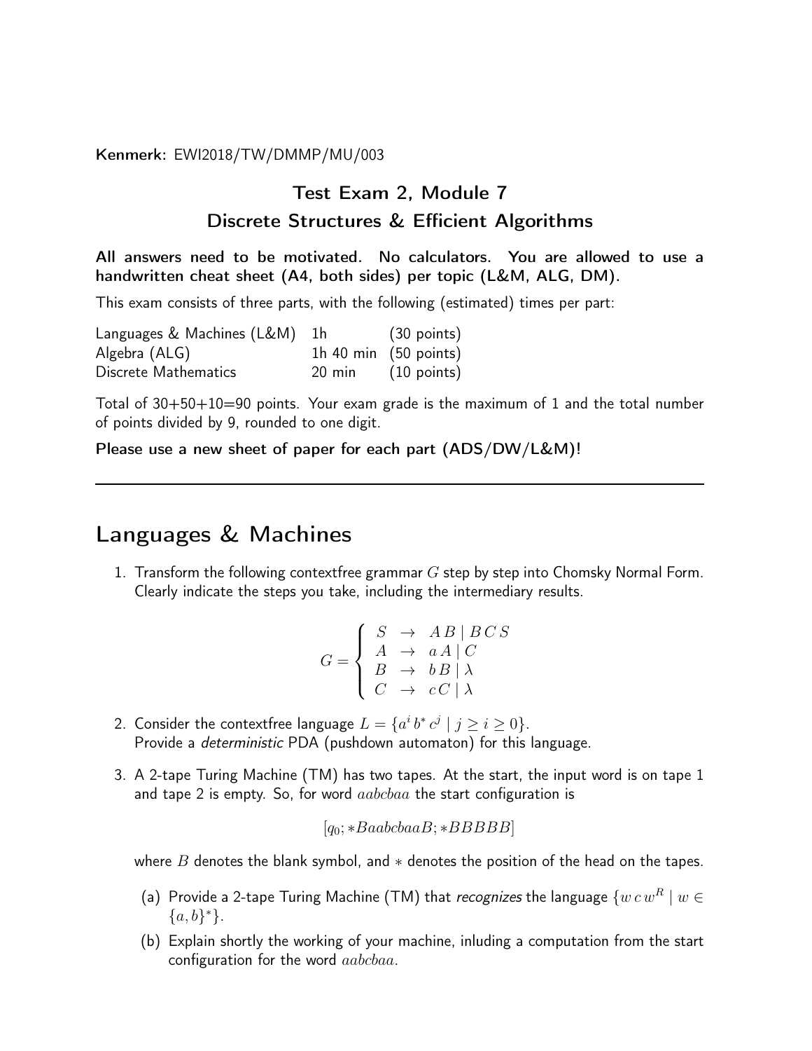**Kenmerk:** EWI2018/TW/DMMP/MU/003

## Test Exam 2, Module 7
## Discrete Structures & Efficient Algorithms

**All answers need to be motivated. No calculators. You are allowed to use a handwritten cheat sheet (A4, both sides) per topic (L&M, ALG, DM).**

This exam consists of three parts, with the following (estimated) times per part:

| | | |
|---|---|---|
| Languages & Machines (L&M) | 1h | (30 points) |
| Algebra (ALG) | 1h 40 min | (50 points) |
| Discrete Mathematics | 20 min | (10 points) |

Total of 30+50+10=90 points. Your exam grade is the maximum of 1 and the total number of points divided by 9, rounded to one digit.

**Please use a new sheet of paper for each part (ADS/DW/L&M)!**

---

# Languages & Machines

1. Transform the following contextfree grammar $G$ step by step into Chomsky Normal Form. Clearly indicate the steps you take, including the intermediary results.

$$G = \left\{ \begin{array}{lcl} S & \rightarrow & A\,B \mid B\,C\,S \\ A & \rightarrow & a\,A \mid C \\ B & \rightarrow & b\,B \mid \lambda \\ C & \rightarrow & c\,C \mid \lambda \end{array} \right.$$

2. Consider the contextfree language $L = \{a^i\, b^*\, c^j \mid j \geq i \geq 0\}$.
Provide a *deterministic* PDA (pushdown automaton) for this language.

3. A 2-tape Turing Machine (TM) has two tapes. At the start, the input word is on tape 1 and tape 2 is empty. So, for word $aabcbaa$ the start configuration is

$$[q_0; *BaabcbaaB; *BBBBB]$$

where $B$ denotes the blank symbol, and $*$ denotes the position of the head on the tapes.

   (a) Provide a 2-tape Turing Machine (TM) that *recognizes* the language $\{w\,c\,w^R \mid w \in \{a,b\}^*\}$.

   (b) Explain shortly the working of your machine, inluding a computation from the start configuration for the word $aabcbaa$.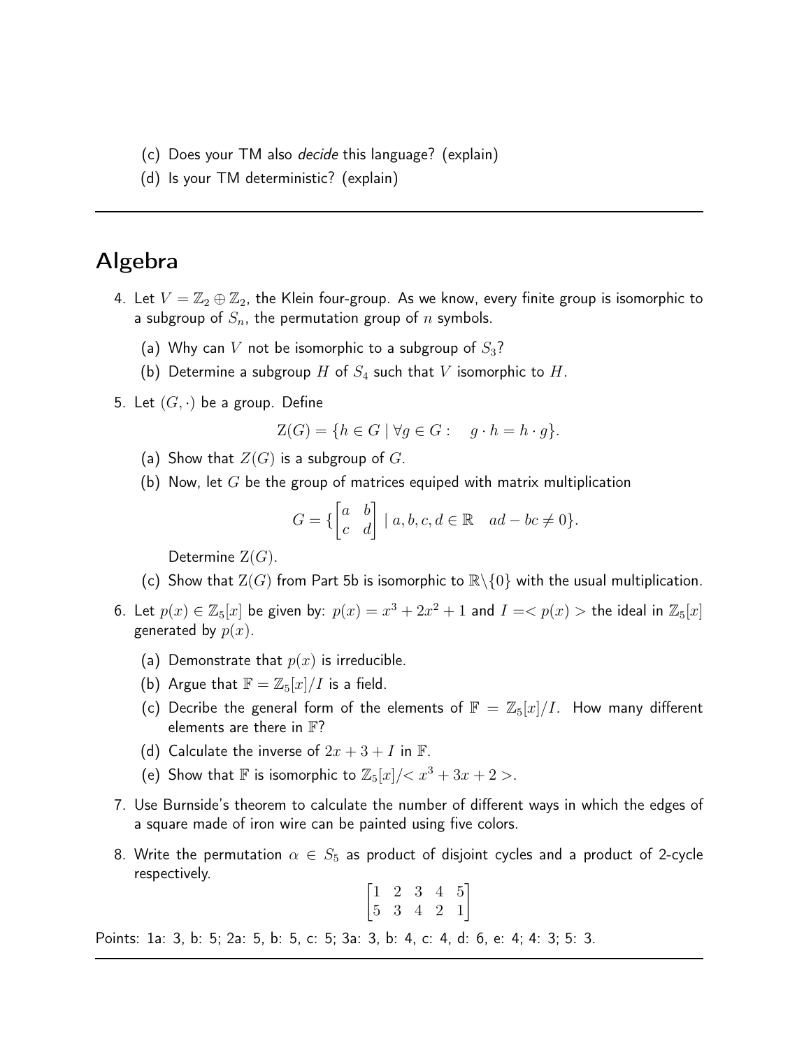(c) Does your TM also *decide* this language? (explain)

(d) Is your TM deterministic? (explain)

---

## Algebra

4. Let $V = \mathbb{Z}_2 \oplus \mathbb{Z}_2$, the Klein four-group. As we know, every finite group is isomorphic to a subgroup of $S_n$, the permutation group of $n$ symbols.

   (a) Why can $V$ not be isomorphic to a subgroup of $S_3$?

   (b) Determine a subgroup $H$ of $S_4$ such that $V$ isomorphic to $H$.

5. Let $(G, \cdot)$ be a group. Define

$$\mathrm{Z}(G) = \{h \in G \mid \forall g \in G : \quad g \cdot h = h \cdot g\}.$$

   (a) Show that $Z(G)$ is a subgroup of $G$.

   (b) Now, let $G$ be the group of matrices equiped with matrix multiplication

$$G = \{\begin{bmatrix} a & b \\ c & d \end{bmatrix} \mid a, b, c, d \in \mathbb{R} \quad ad - bc \neq 0\}.$$

   Determine $\mathrm{Z}(G)$.

   (c) Show that $\mathrm{Z}(G)$ from Part 5b is isomorphic to $\mathbb{R}\backslash\{0\}$ with the usual multiplication.

6. Let $p(x) \in \mathbb{Z}_5[x]$ be given by: $p(x) = x^3 + 2x^2 + 1$ and $I = < p(x) >$ the ideal in $\mathbb{Z}_5[x]$ generated by $p(x)$.

   (a) Demonstrate that $p(x)$ is irreducible.

   (b) Argue that $\mathbb{F} = \mathbb{Z}_5[x]/I$ is a field.

   (c) Decribe the general form of the elements of $\mathbb{F} = \mathbb{Z}_5[x]/I$. How many different elements are there in $\mathbb{F}$?

   (d) Calculate the inverse of $2x + 3 + I$ in $\mathbb{F}$.

   (e) Show that $\mathbb{F}$ is isomorphic to $\mathbb{Z}_5[x]/ < x^3 + 3x + 2 >$.

7. Use Burnside's theorem to calculate the number of different ways in which the edges of a square made of iron wire can be painted using five colors.

8. Write the permutation $\alpha \in S_5$ as product of disjoint cycles and a product of 2-cycle respectively.

$$\begin{bmatrix} 1 & 2 & 3 & 4 & 5 \\ 5 & 3 & 4 & 2 & 1 \end{bmatrix}$$

Points: 1a: 3, b: 5; 2a: 5, b: 5, c: 5; 3a: 3, b: 4, c: 4, d: 6, e: 4; 4: 3; 5: 3.

---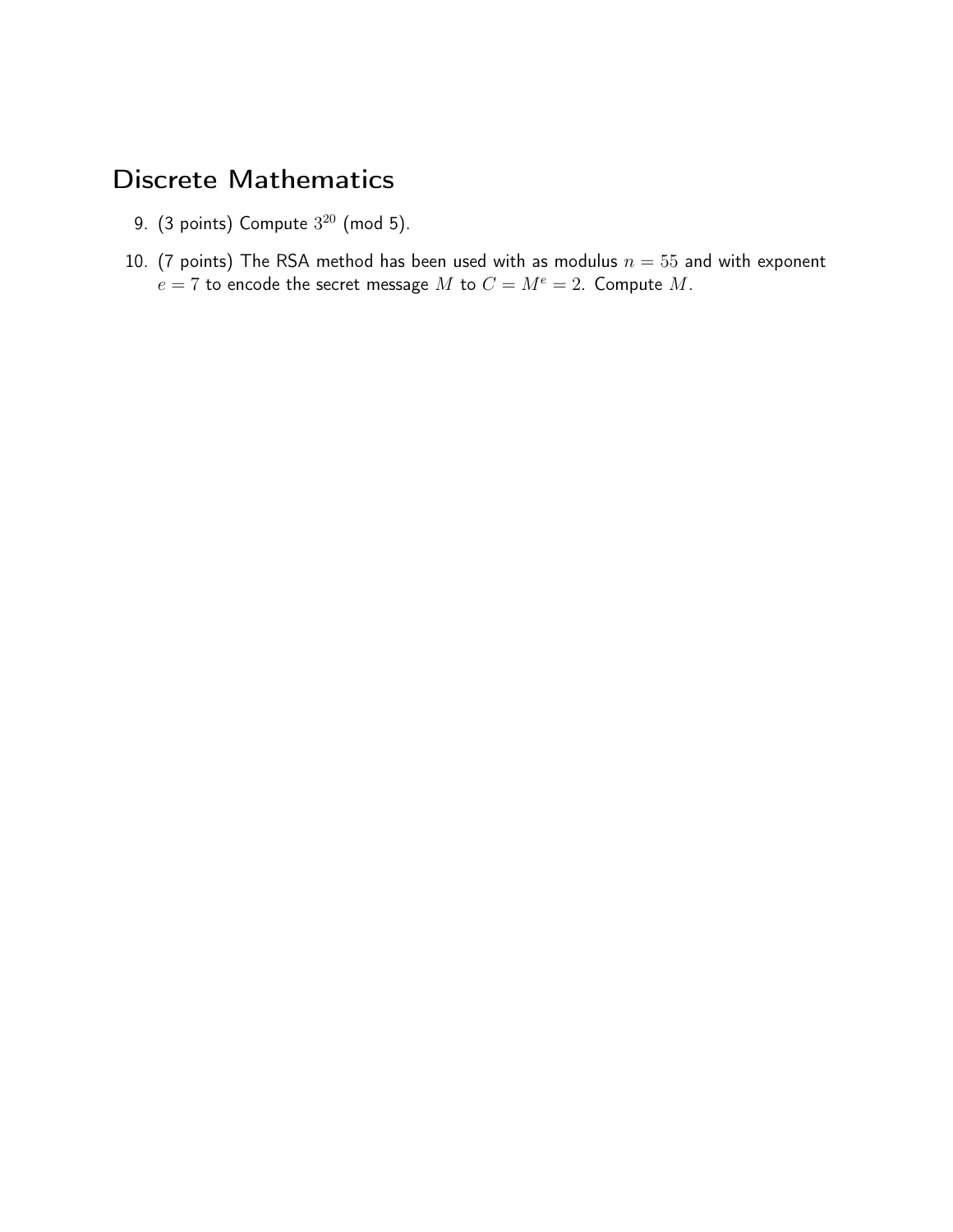# Discrete Mathematics

9. (3 points) Compute $3^{20}$ (mod 5).

10. (7 points) The RSA method has been used with as modulus $n = 55$ and with exponent $e = 7$ to encode the secret message $M$ to $C = M^e = 2$. Compute $M$.